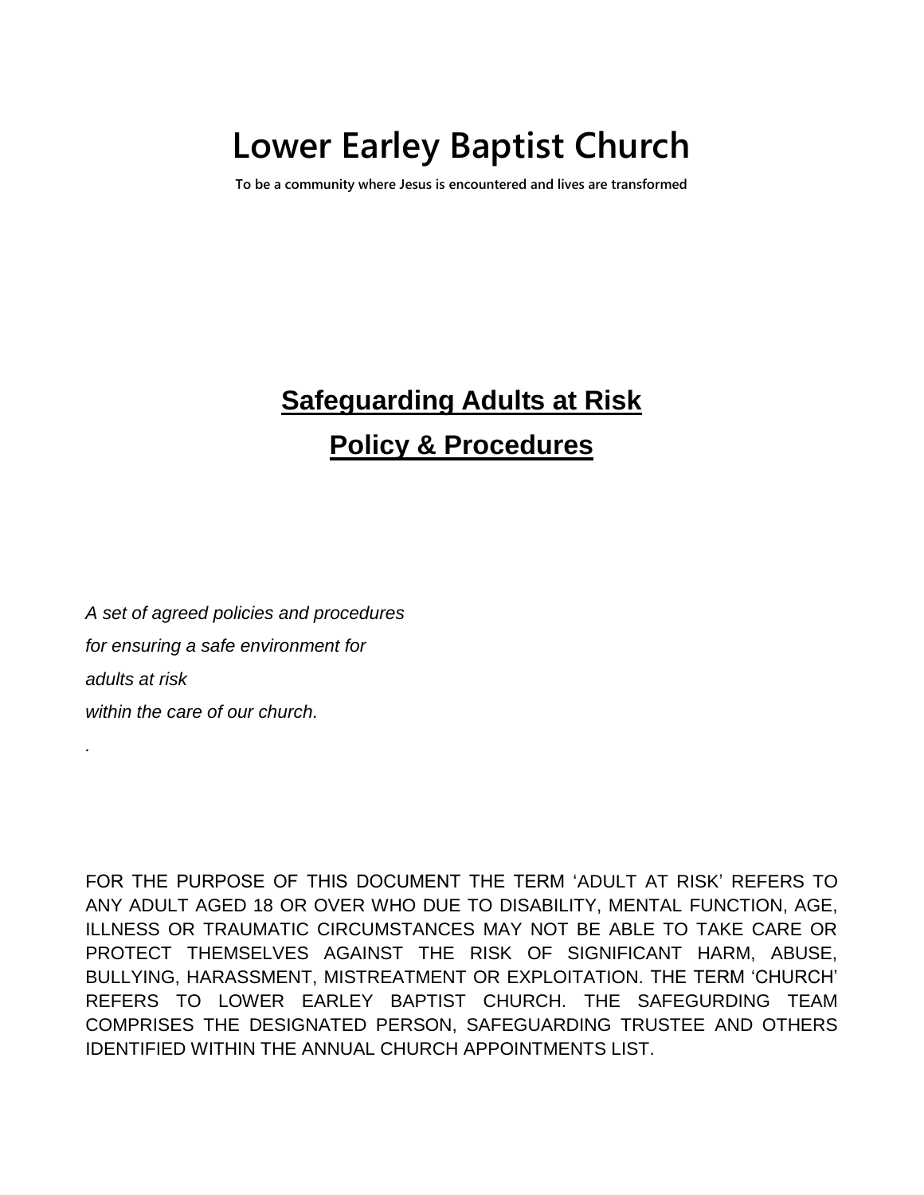# Lower Earley Baptist Church

**To be a community where Jesus is encountered and lives are transformed**

## Safeguarding Adults at Risk

## Policy & Procedures

*A set of agreed policies and procedures*

*for ensuring a safe environment for*

*adults at risk*

*within the care of our church.*

.

FOR THE PURPOSE OF THIS DOCUMENT THE TERM 'ADULT AT RISK' REFERS TO ANY ADULT AGED 18 OR OVER WHO DUE TO DISABILITY, MENTAL FUNCTION, AGE, ILLNESS OR TRAUMATIC CIRCUMSTANCES MAY NOT BE ABLE TO TAKE CARE OR PROTECT THEMSELVES AGAINST THE RISK OF SIGNIFICANT HARM, ABUSE, BULLYING, HARASSMENT, MISTREATMENT OR EXPLOITATION. THE TERM 'CHURCH' REFERS TO LOWER EARLEY BAPTIST CHURCH. THE SAFEGURDING TEAM COMPRISES THE DESIGNATED PERSON, SAFEGUARDING TRUSTEE AND OTHERS IDENTIFIED WITHIN THE ANNUAL CHURCH APPOINTMENTS LIST.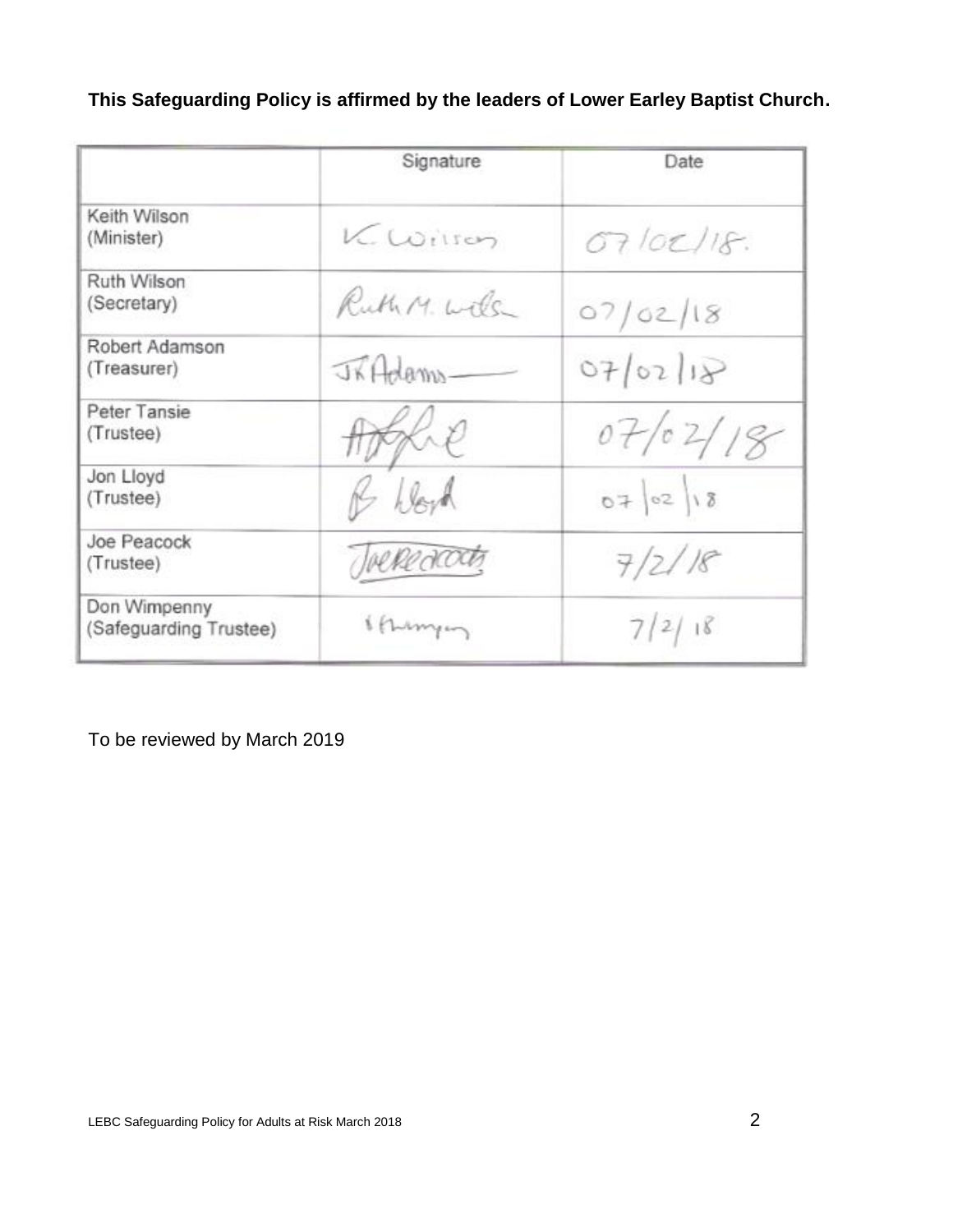**This Safeguarding Policy is affirmed by the leaders of Lower Earley Baptist Church.**

| | Signature | Date |
|---|---|---|
| Keith Wilson (Minister) | K. Wilson | 07/02/18. |
| Ruth Wilson (Secretary) | Ruth M. Wilson | 07/02/18 |
| Robert Adamson (Treasurer) | JR Adams | 07/02/18 |
| Peter Tansie (Trustee) | | 07/02/18 |
| Jon Lloyd (Trustee) | B Lloyd | 07/02/18 |
| Joe Peacock (Trustee) | Joe Peacock | 7/2/18 |
| Don Wimpenny (Safeguarding Trustee) | | 7/2/18 |

To be reviewed by March 2019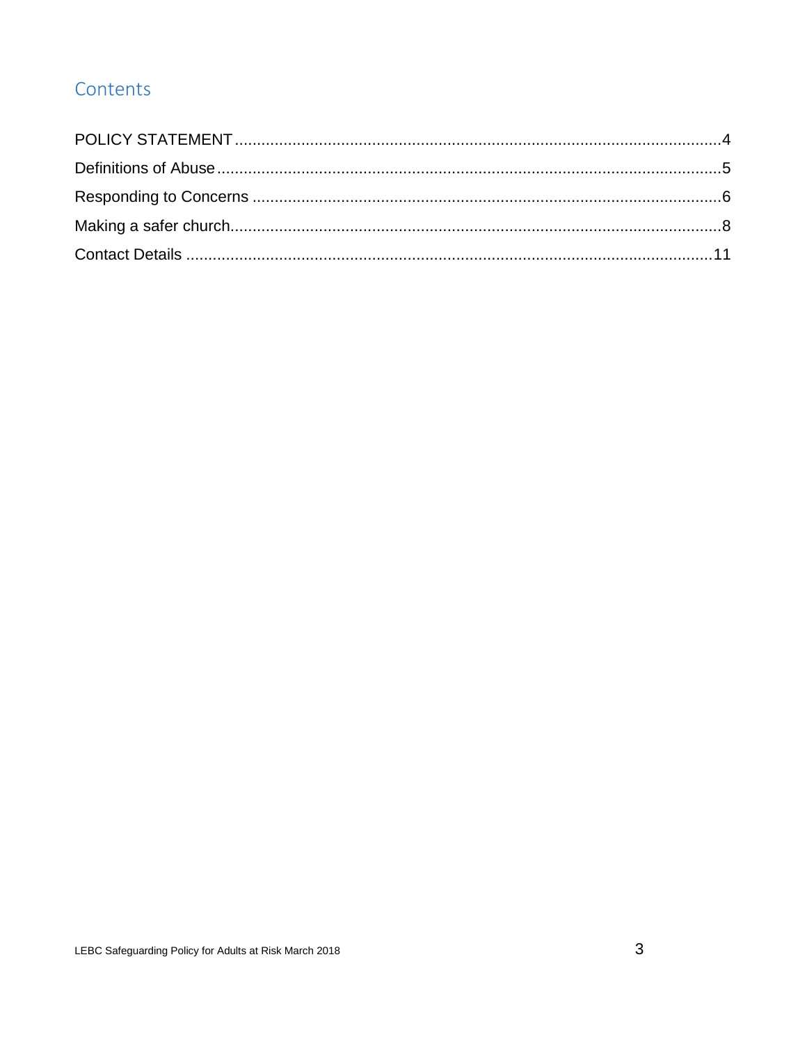# Contents

POLICY STATEMENT ............................................................................................................4

Definitions of Abuse ..............................................................................................................5

Responding to Concerns .......................................................................................................6

Making a safer church............................................................................................................8

Contact Details .....................................................................................................................11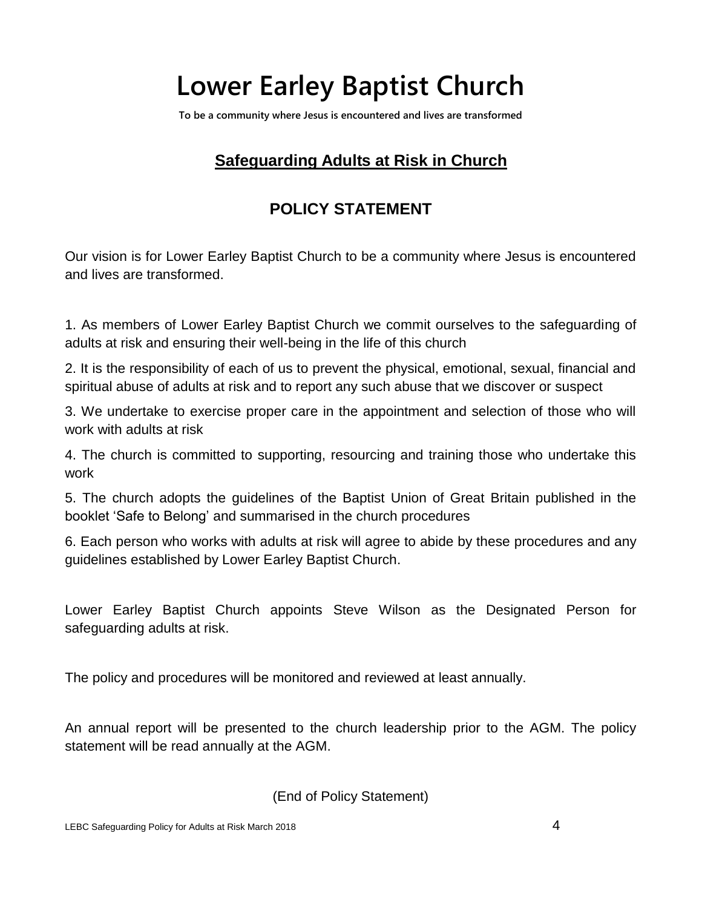# Lower Earley Baptist Church

**To be a community where Jesus is encountered and lives are transformed**

## Safeguarding Adults at Risk in Church

## POLICY STATEMENT

Our vision is for Lower Earley Baptist Church to be a community where Jesus is encountered and lives are transformed.

1. As members of Lower Earley Baptist Church we commit ourselves to the safeguarding of adults at risk and ensuring their well-being in the life of this church

2. It is the responsibility of each of us to prevent the physical, emotional, sexual, financial and spiritual abuse of adults at risk and to report any such abuse that we discover or suspect

3. We undertake to exercise proper care in the appointment and selection of those who will work with adults at risk

4. The church is committed to supporting, resourcing and training those who undertake this work

5. The church adopts the guidelines of the Baptist Union of Great Britain published in the booklet 'Safe to Belong' and summarised in the church procedures

6. Each person who works with adults at risk will agree to abide by these procedures and any guidelines established by Lower Earley Baptist Church.

Lower Earley Baptist Church appoints Steve Wilson as the Designated Person for safeguarding adults at risk.

The policy and procedures will be monitored and reviewed at least annually.

An annual report will be presented to the church leadership prior to the AGM. The policy statement will be read annually at the AGM.

(End of Policy Statement)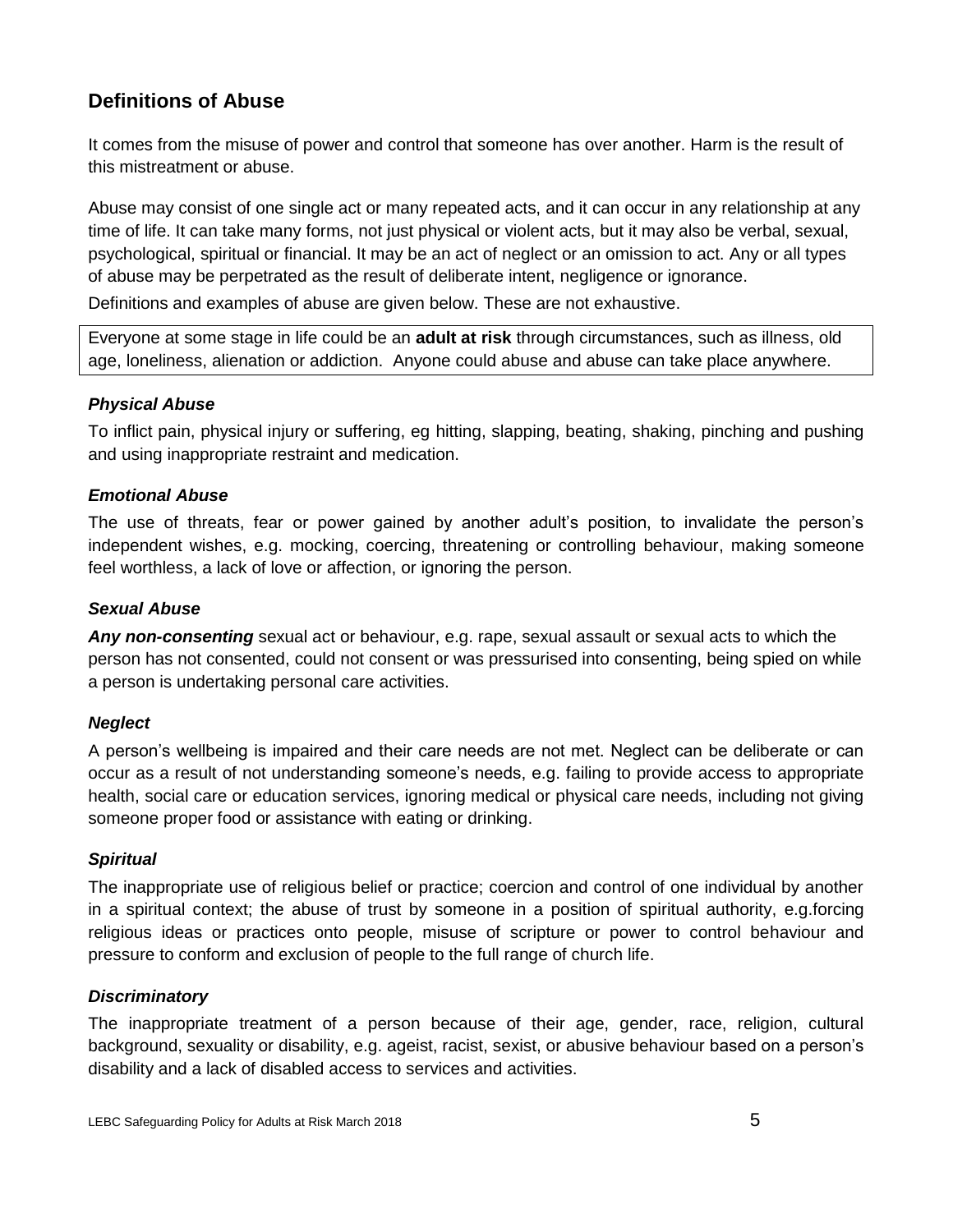## Definitions of Abuse

It comes from the misuse of power and control that someone has over another. Harm is the result of this mistreatment or abuse.

Abuse may consist of one single act or many repeated acts, and it can occur in any relationship at any time of life. It can take many forms, not just physical or violent acts, but it may also be verbal, sexual, psychological, spiritual or financial. It may be an act of neglect or an omission to act. Any or all types of abuse may be perpetrated as the result of deliberate intent, negligence or ignorance.

Definitions and examples of abuse are given below. These are not exhaustive.

Everyone at some stage in life could be an **adult at risk** through circumstances, such as illness, old age, loneliness, alienation or addiction. Anyone could abuse and abuse can take place anywhere.

### *Physical Abuse*

To inflict pain, physical injury or suffering, eg hitting, slapping, beating, shaking, pinching and pushing and using inappropriate restraint and medication.

### *Emotional Abuse*

The use of threats, fear or power gained by another adult's position, to invalidate the person's independent wishes, e.g. mocking, coercing, threatening or controlling behaviour, making someone feel worthless, a lack of love or affection, or ignoring the person.

### *Sexual Abuse*

***Any non-consenting*** sexual act or behaviour, e.g. rape, sexual assault or sexual acts to which the person has not consented, could not consent or was pressurised into consenting, being spied on while a person is undertaking personal care activities.

### *Neglect*

A person's wellbeing is impaired and their care needs are not met. Neglect can be deliberate or can occur as a result of not understanding someone's needs, e.g. failing to provide access to appropriate health, social care or education services, ignoring medical or physical care needs, including not giving someone proper food or assistance with eating or drinking.

### *Spiritual*

The inappropriate use of religious belief or practice; coercion and control of one individual by another in a spiritual context; the abuse of trust by someone in a position of spiritual authority, e.g.forcing religious ideas or practices onto people, misuse of scripture or power to control behaviour and pressure to conform and exclusion of people to the full range of church life.

### *Discriminatory*

The inappropriate treatment of a person because of their age, gender, race, religion, cultural background, sexuality or disability, e.g. ageist, racist, sexist, or abusive behaviour based on a person's disability and a lack of disabled access to services and activities.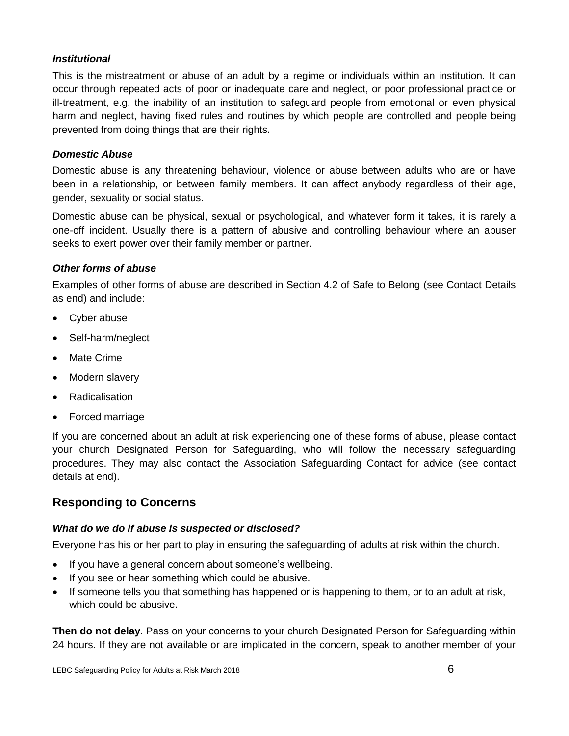### *Institutional*

This is the mistreatment or abuse of an adult by a regime or individuals within an institution. It can occur through repeated acts of poor or inadequate care and neglect, or poor professional practice or ill-treatment, e.g. the inability of an institution to safeguard people from emotional or even physical harm and neglect, having fixed rules and routines by which people are controlled and people being prevented from doing things that are their rights.

### *Domestic Abuse*

Domestic abuse is any threatening behaviour, violence or abuse between adults who are or have been in a relationship, or between family members. It can affect anybody regardless of their age, gender, sexuality or social status.

Domestic abuse can be physical, sexual or psychological, and whatever form it takes, it is rarely a one-off incident. Usually there is a pattern of abusive and controlling behaviour where an abuser seeks to exert power over their family member or partner.

### *Other forms of abuse*

Examples of other forms of abuse are described in Section 4.2 of Safe to Belong (see Contact Details as end) and include:

- Cyber abuse
- Self-harm/neglect
- Mate Crime
- Modern slavery
- Radicalisation
- Forced marriage

If you are concerned about an adult at risk experiencing one of these forms of abuse, please contact your church Designated Person for Safeguarding, who will follow the necessary safeguarding procedures. They may also contact the Association Safeguarding Contact for advice (see contact details at end).

## Responding to Concerns

### *What do we do if abuse is suspected or disclosed?*

Everyone has his or her part to play in ensuring the safeguarding of adults at risk within the church.

- If you have a general concern about someone's wellbeing.
- If you see or hear something which could be abusive.
- If someone tells you that something has happened or is happening to them, or to an adult at risk, which could be abusive.

**Then do not delay**. Pass on your concerns to your church Designated Person for Safeguarding within 24 hours. If they are not available or are implicated in the concern, speak to another member of your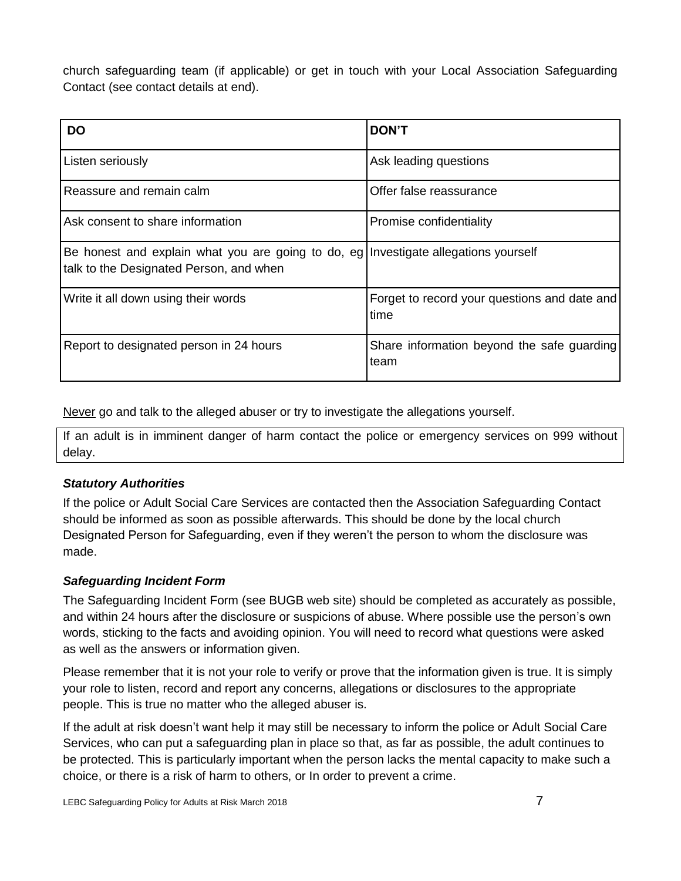church safeguarding team (if applicable) or get in touch with your Local Association Safeguarding Contact (see contact details at end).

| DO | DON'T |
| --- | --- |
| Listen seriously | Ask leading questions |
| Reassure and remain calm | Offer false reassurance |
| Ask consent to share information | Promise confidentiality |
| Be honest and explain what you are going to do, eg talk to the Designated Person, and when | Investigate allegations yourself |
| Write it all down using their words | Forget to record your questions and date and time |
| Report to designated person in 24 hours | Share information beyond the safe guarding team |

<u>Never</u> go and talk to the alleged abuser or try to investigate the allegations yourself.

If an adult is in imminent danger of harm contact the police or emergency services on 999 without delay.

### *Statutory Authorities*

If the police or Adult Social Care Services are contacted then the Association Safeguarding Contact should be informed as soon as possible afterwards. This should be done by the local church Designated Person for Safeguarding, even if they weren't the person to whom the disclosure was made.

### *Safeguarding Incident Form*

The Safeguarding Incident Form (see BUGB web site) should be completed as accurately as possible, and within 24 hours after the disclosure or suspicions of abuse. Where possible use the person's own words, sticking to the facts and avoiding opinion. You will need to record what questions were asked as well as the answers or information given.

Please remember that it is not your role to verify or prove that the information given is true. It is simply your role to listen, record and report any concerns, allegations or disclosures to the appropriate people. This is true no matter who the alleged abuser is.

If the adult at risk doesn't want help it may still be necessary to inform the police or Adult Social Care Services, who can put a safeguarding plan in place so that, as far as possible, the adult continues to be protected. This is particularly important when the person lacks the mental capacity to make such a choice, or there is a risk of harm to others, or In order to prevent a crime.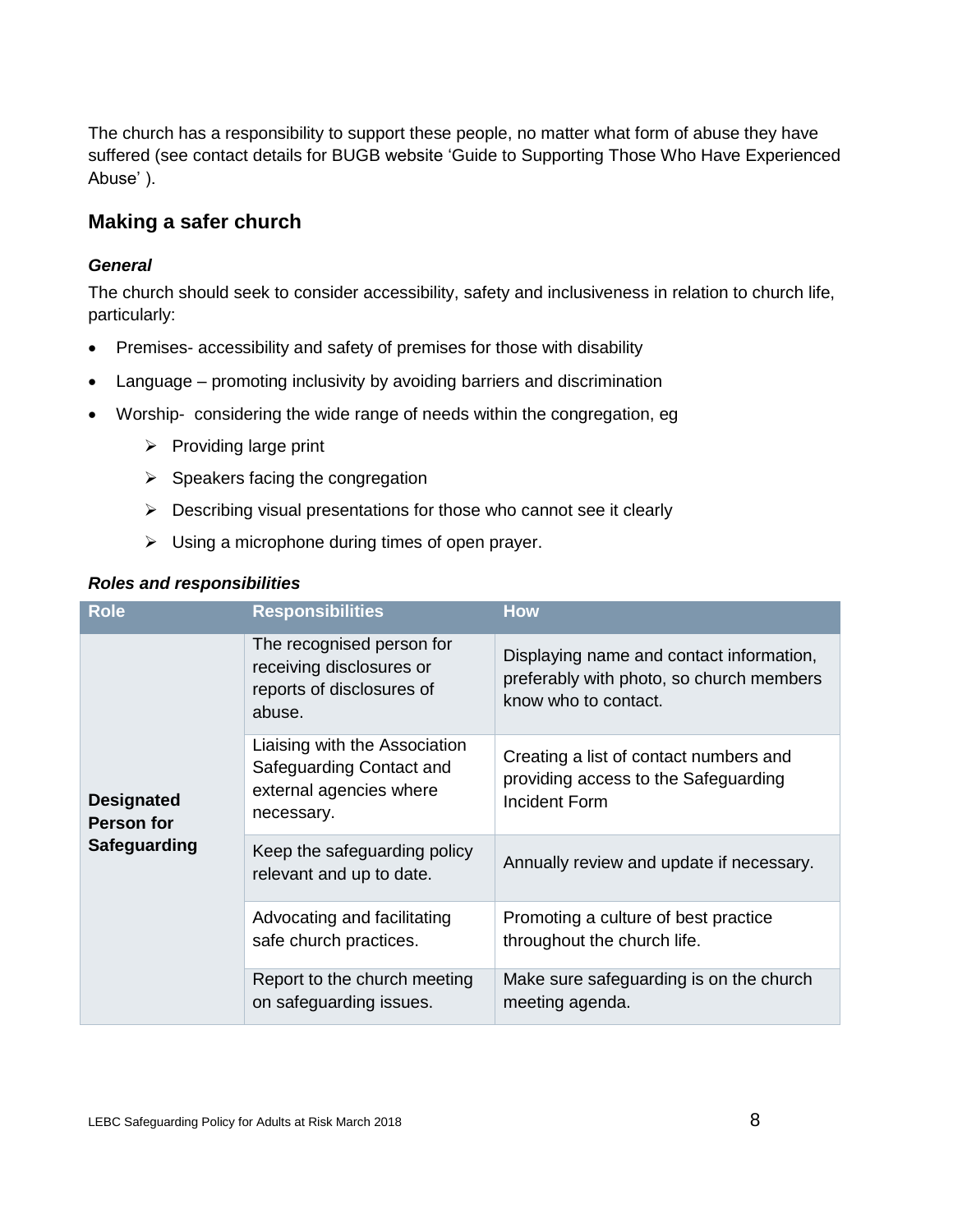The church has a responsibility to support these people, no matter what form of abuse they have suffered (see contact details for BUGB website 'Guide to Supporting Those Who Have Experienced Abuse' ).

## Making a safer church

### *General*

The church should seek to consider accessibility, safety and inclusiveness in relation to church life, particularly:

- Premises- accessibility and safety of premises for those with disability
- Language – promoting inclusivity by avoiding barriers and discrimination
- Worship- considering the wide range of needs within the congregation, eg
  - Providing large print
  - Speakers facing the congregation
  - Describing visual presentations for those who cannot see it clearly
  - Using a microphone during times of open prayer.

### *Roles and responsibilities*

| Role | Responsibilities | How |
|---|---|---|
| **Designated Person for Safeguarding** | The recognised person for receiving disclosures or reports of disclosures of abuse. | Displaying name and contact information, preferably with photo, so church members know who to contact. |
| | Liaising with the Association Safeguarding Contact and external agencies where necessary. | Creating a list of contact numbers and providing access to the Safeguarding Incident Form |
| | Keep the safeguarding policy relevant and up to date. | Annually review and update if necessary. |
| | Advocating and facilitating safe church practices. | Promoting a culture of best practice throughout the church life. |
| | Report to the church meeting on safeguarding issues. | Make sure safeguarding is on the church meeting agenda. |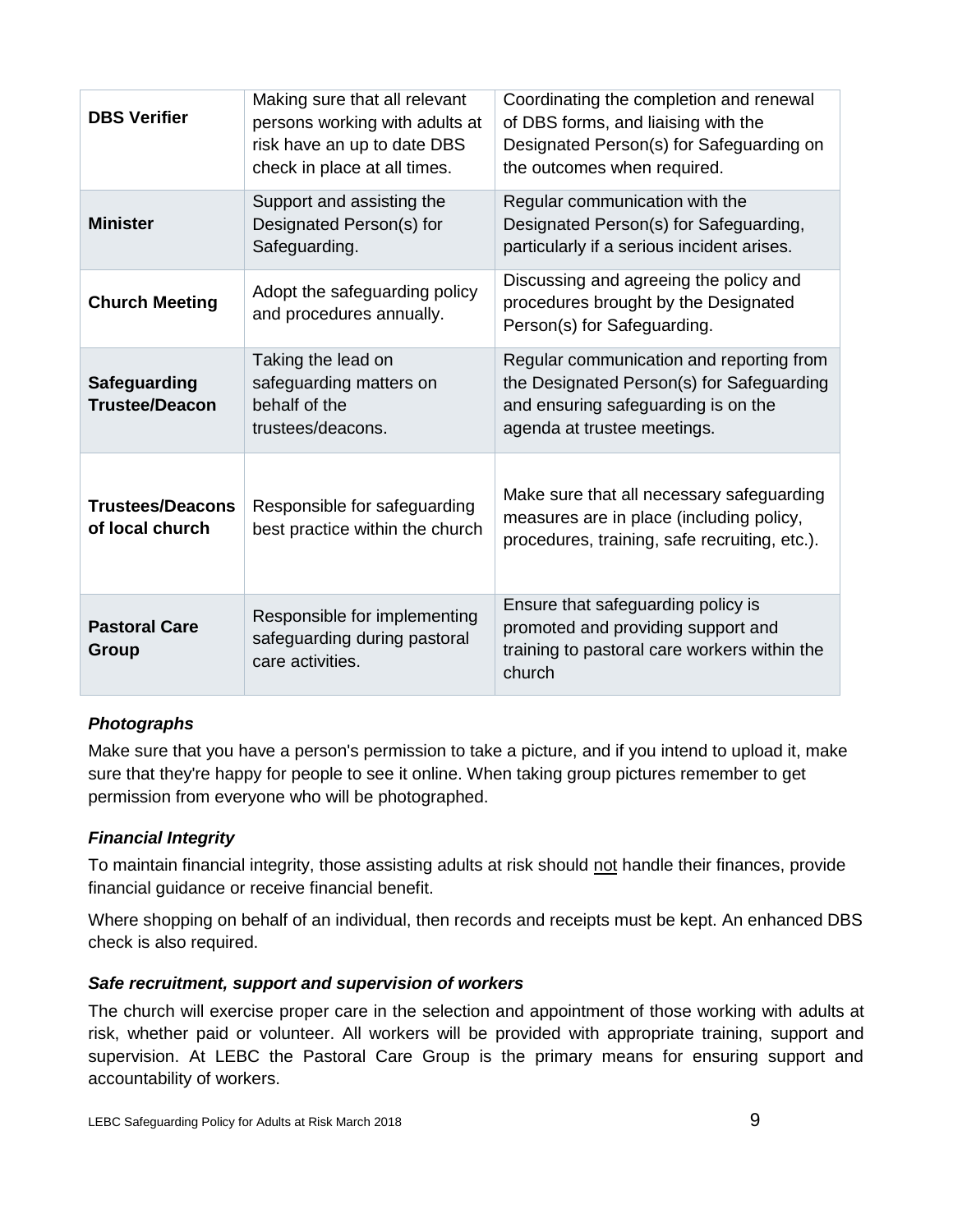| | | |
|---|---|---|
| **DBS Verifier** | Making sure that all relevant persons working with adults at risk have an up to date DBS check in place at all times. | Coordinating the completion and renewal of DBS forms, and liaising with the Designated Person(s) for Safeguarding on the outcomes when required. |
| **Minister** | Support and assisting the Designated Person(s) for Safeguarding. | Regular communication with the Designated Person(s) for Safeguarding, particularly if a serious incident arises. |
| **Church Meeting** | Adopt the safeguarding policy and procedures annually. | Discussing and agreeing the policy and procedures brought by the Designated Person(s) for Safeguarding. |
| **Safeguarding Trustee/Deacon** | Taking the lead on safeguarding matters on behalf of the trustees/deacons. | Regular communication and reporting from the Designated Person(s) for Safeguarding and ensuring safeguarding is on the agenda at trustee meetings. |
| **Trustees/Deacons of local church** | Responsible for safeguarding best practice within the church | Make sure that all necessary safeguarding measures are in place (including policy, procedures, training, safe recruiting, etc.). |
| **Pastoral Care Group** | Responsible for implementing safeguarding during pastoral care activities. | Ensure that safeguarding policy is promoted and providing support and training to pastoral care workers within the church |

### *Photographs*

Make sure that you have a person's permission to take a picture, and if you intend to upload it, make sure that they're happy for people to see it online. When taking group pictures remember to get permission from everyone who will be photographed.

### *Financial Integrity*

To maintain financial integrity, those assisting adults at risk should <u>not</u> handle their finances, provide financial guidance or receive financial benefit.

Where shopping on behalf of an individual, then records and receipts must be kept. An enhanced DBS check is also required.

### *Safe recruitment, support and supervision of workers*

The church will exercise proper care in the selection and appointment of those working with adults at risk, whether paid or volunteer. All workers will be provided with appropriate training, support and supervision. At LEBC the Pastoral Care Group is the primary means for ensuring support and accountability of workers.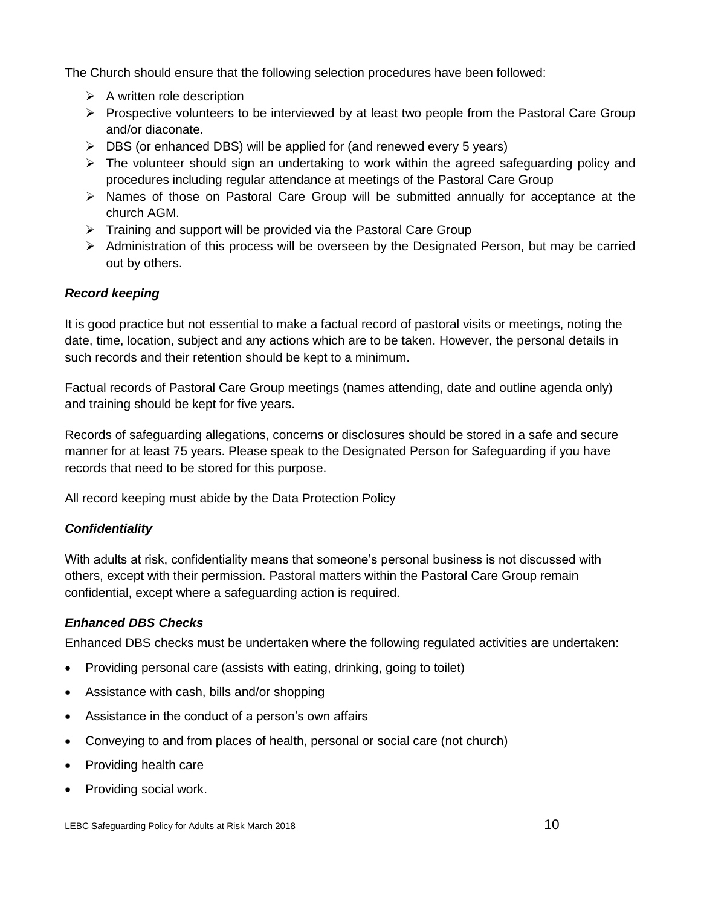The Church should ensure that the following selection procedures have been followed:

- A written role description
- Prospective volunteers to be interviewed by at least two people from the Pastoral Care Group and/or diaconate.
- DBS (or enhanced DBS) will be applied for (and renewed every 5 years)
- The volunteer should sign an undertaking to work within the agreed safeguarding policy and procedures including regular attendance at meetings of the Pastoral Care Group
- Names of those on Pastoral Care Group will be submitted annually for acceptance at the church AGM.
- Training and support will be provided via the Pastoral Care Group
- Administration of this process will be overseen by the Designated Person, but may be carried out by others.

### *Record keeping*

It is good practice but not essential to make a factual record of pastoral visits or meetings, noting the date, time, location, subject and any actions which are to be taken. However, the personal details in such records and their retention should be kept to a minimum.

Factual records of Pastoral Care Group meetings (names attending, date and outline agenda only) and training should be kept for five years.

Records of safeguarding allegations, concerns or disclosures should be stored in a safe and secure manner for at least 75 years. Please speak to the Designated Person for Safeguarding if you have records that need to be stored for this purpose.

All record keeping must abide by the Data Protection Policy

### *Confidentiality*

With adults at risk, confidentiality means that someone's personal business is not discussed with others, except with their permission. Pastoral matters within the Pastoral Care Group remain confidential, except where a safeguarding action is required.

### *Enhanced DBS Checks*

Enhanced DBS checks must be undertaken where the following regulated activities are undertaken:

- Providing personal care (assists with eating, drinking, going to toilet)
- Assistance with cash, bills and/or shopping
- Assistance in the conduct of a person's own affairs
- Conveying to and from places of health, personal or social care (not church)
- Providing health care
- Providing social work.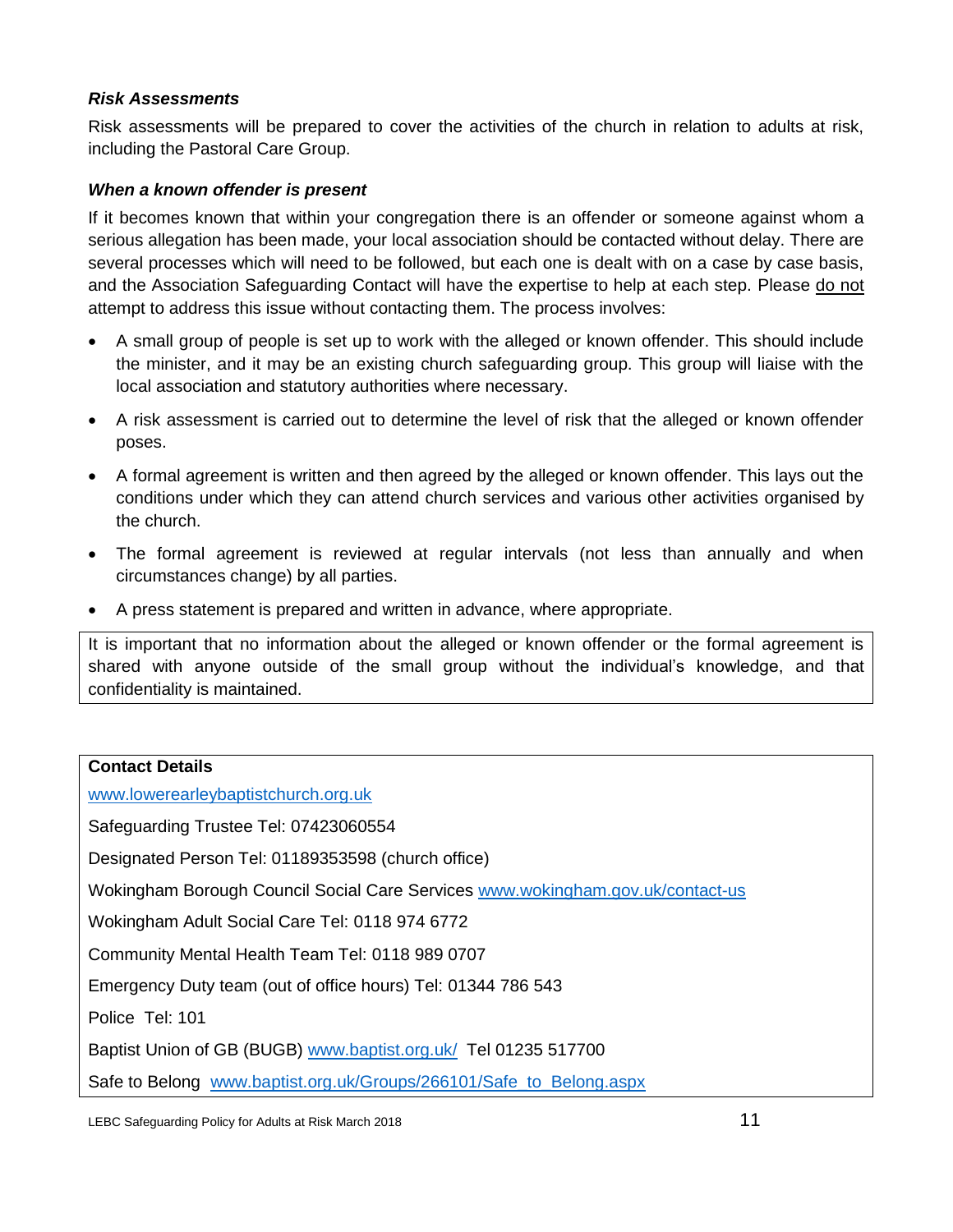### *Risk Assessments*

Risk assessments will be prepared to cover the activities of the church in relation to adults at risk, including the Pastoral Care Group.

### *When a known offender is present*

If it becomes known that within your congregation there is an offender or someone against whom a serious allegation has been made, your local association should be contacted without delay. There are several processes which will need to be followed, but each one is dealt with on a case by case basis, and the Association Safeguarding Contact will have the expertise to help at each step. Please do not attempt to address this issue without contacting them. The process involves:

- A small group of people is set up to work with the alleged or known offender. This should include the minister, and it may be an existing church safeguarding group. This group will liaise with the local association and statutory authorities where necessary.
- A risk assessment is carried out to determine the level of risk that the alleged or known offender poses.
- A formal agreement is written and then agreed by the alleged or known offender. This lays out the conditions under which they can attend church services and various other activities organised by the church.
- The formal agreement is reviewed at regular intervals (not less than annually and when circumstances change) by all parties.
- A press statement is prepared and written in advance, where appropriate.

It is important that no information about the alleged or known offender or the formal agreement is shared with anyone outside of the small group without the individual's knowledge, and that confidentiality is maintained.

**Contact Details**

www.lowerearleybaptistchurch.org.uk

Safeguarding Trustee Tel: 07423060554

Designated Person Tel: 01189353598 (church office)

Wokingham Borough Council Social Care Services www.wokingham.gov.uk/contact-us

Wokingham Adult Social Care Tel: 0118 974 6772

Community Mental Health Team Tel: 0118 989 0707

Emergency Duty team (out of office hours) Tel: 01344 786 543

Police Tel: 101

Baptist Union of GB (BUGB) www.baptist.org.uk/ Tel 01235 517700

Safe to Belong www.baptist.org.uk/Groups/266101/Safe_to_Belong.aspx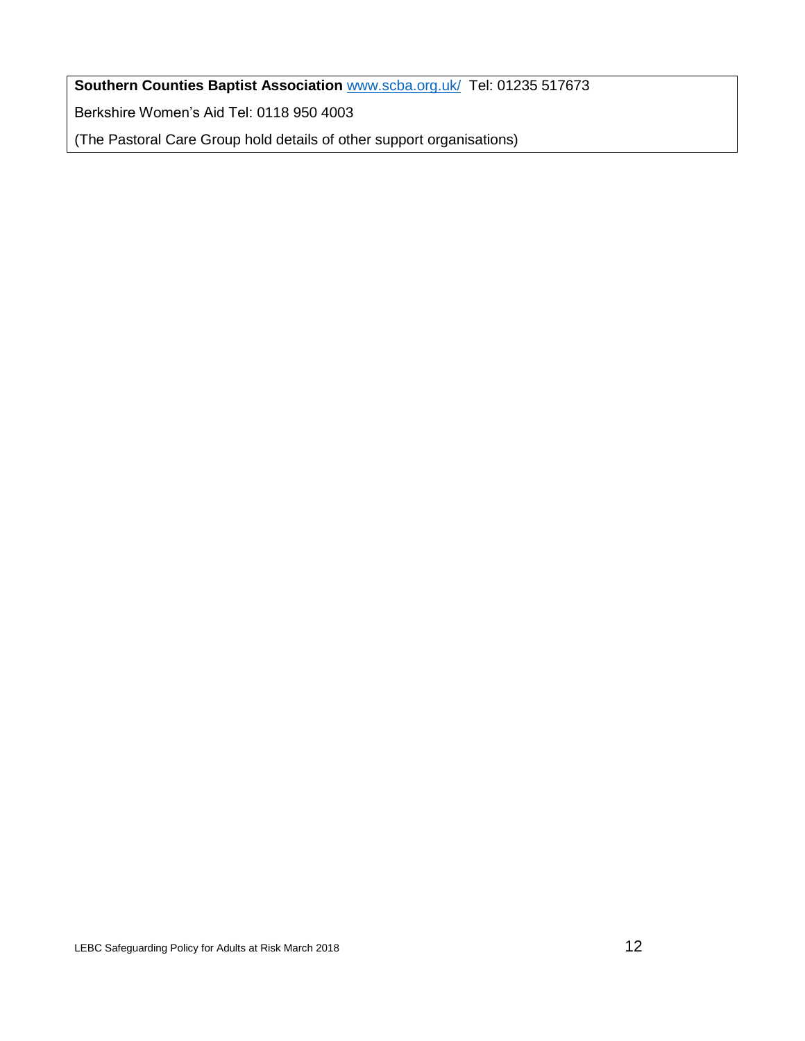**Southern Counties Baptist Association** www.scba.org.uk/ Tel: 01235 517673

Berkshire Women's Aid Tel: 0118 950 4003

(The Pastoral Care Group hold details of other support organisations)